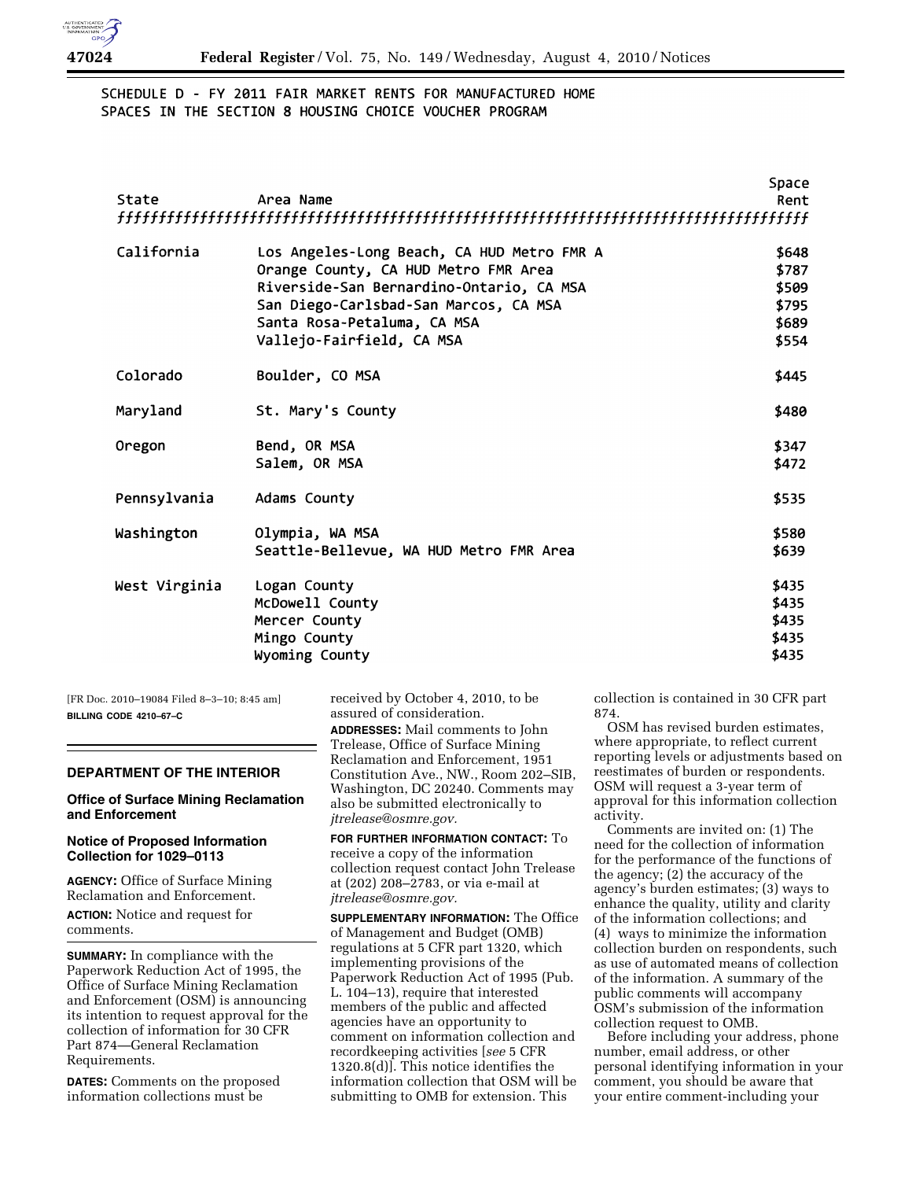SCHEDULE D - FY 2011 FAIR MARKET RENTS FOR MANUFACTURED HOME SPACES IN THE SECTION 8 HOUSING CHOICE VOUCHER PROGRAM

| State | Area Name | Space Rent |
|---|---|---|
| California | Los Angeles-Long Beach, CA HUD Metro FMR A | $648 |
| | Orange County, CA HUD Metro FMR Area | $787 |
| | Riverside-San Bernardino-Ontario, CA MSA | $509 |
| | San Diego-Carlsbad-San Marcos, CA MSA | $795 |
| | Santa Rosa-Petaluma, CA MSA | $689 |
| | Vallejo-Fairfield, CA MSA | $554 |
| Colorado | Boulder, CO MSA | $445 |
| Maryland | St. Mary's County | $480 |
| Oregon | Bend, OR MSA | $347 |
| | Salem, OR MSA | $472 |
| Pennsylvania | Adams County | $535 |
| Washington | Olympia, WA MSA | $580 |
| | Seattle-Bellevue, WA HUD Metro FMR Area | $639 |
| West Virginia | Logan County | $435 |
| | McDowell County | $435 |
| | Mercer County | $435 |
| | Mingo County | $435 |
| | Wyoming County | $435 |

[FR Doc. 2010–19084 Filed 8–3–10; 8:45 am]

**BILLING CODE 4210–67–C**

## DEPARTMENT OF THE INTERIOR

### Office of Surface Mining Reclamation and Enforcement

### Notice of Proposed Information Collection for 1029–0113

**AGENCY:** Office of Surface Mining Reclamation and Enforcement.

**ACTION:** Notice and request for comments.

**SUMMARY:** In compliance with the Paperwork Reduction Act of 1995, the Office of Surface Mining Reclamation and Enforcement (OSM) is announcing its intention to request approval for the collection of information for 30 CFR Part 874—General Reclamation Requirements.

**DATES:** Comments on the proposed information collections must be received by October 4, 2010, to be assured of consideration.

**ADDRESSES:** Mail comments to John Trelease, Office of Surface Mining Reclamation and Enforcement, 1951 Constitution Ave., NW., Room 202–SIB, Washington, DC 20240. Comments may also be submitted electronically to *jtrelease@osmre.gov.*

**FOR FURTHER INFORMATION CONTACT:** To receive a copy of the information collection request contact John Trelease at (202) 208–2783, or via e-mail at *jtrelease@osmre.gov.*

**SUPPLEMENTARY INFORMATION:** The Office of Management and Budget (OMB) regulations at 5 CFR part 1320, which implementing provisions of the Paperwork Reduction Act of 1995 (Pub. L. 104–13), require that interested members of the public and affected agencies have an opportunity to comment on information collection and recordkeeping activities [*see* 5 CFR 1320.8(d)]. This notice identifies the information collection that OSM will be submitting to OMB for extension. This collection is contained in 30 CFR part 874.

OSM has revised burden estimates, where appropriate, to reflect current reporting levels or adjustments based on reestimates of burden or respondents. OSM will request a 3-year term of approval for this information collection activity.

Comments are invited on: (1) The need for the collection of information for the performance of the functions of the agency; (2) the accuracy of the agency's burden estimates; (3) ways to enhance the quality, utility and clarity of the information collections; and (4) ways to minimize the information collection burden on respondents, such as use of automated means of collection of the information. A summary of the public comments will accompany OSM's submission of the information collection request to OMB.

Before including your address, phone number, email address, or other personal identifying information in your comment, you should be aware that your entire comment-including your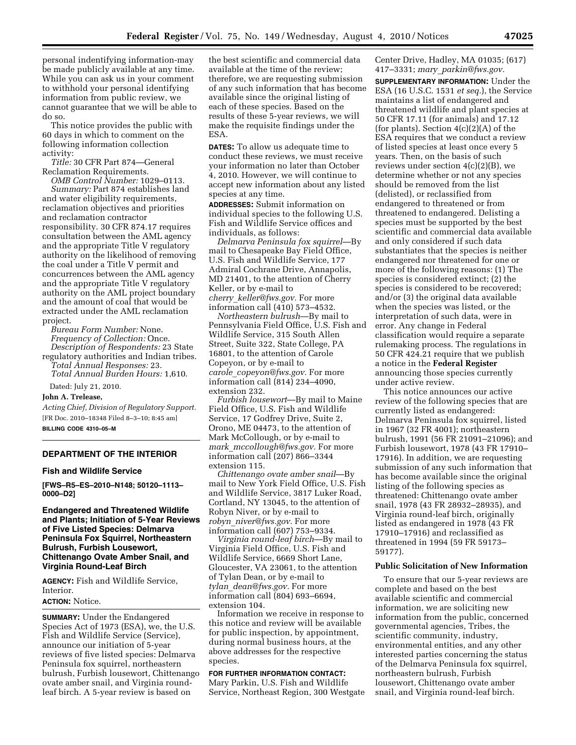personal indentifying information-may be made publicly available at any time. While you can ask us in your comment to withhold your personal identifying information from public review, we cannot guarantee that we will be able to do so.

This notice provides the public with 60 days in which to comment on the following information collection activity:

*Title:* 30 CFR Part 874—General Reclamation Requirements.

*OMB Control Number:* 1029–0113.

*Summary:* Part 874 establishes land and water eligibility requirements, reclamation objectives and priorities and reclamation contractor responsibility. 30 CFR 874.17 requires consultation between the AML agency and the appropriate Title V regulatory authority on the likelihood of removing the coal under a Title V permit and concurrences between the AML agency and the appropriate Title V regulatory authority on the AML project boundary and the amount of coal that would be extracted under the AML reclamation project.

*Bureau Form Number:* None.

*Frequency of Collection:* Once.

*Description of Respondents:* 23 State regulatory authorities and Indian tribes.

*Total Annual Responses:* 23.

*Total Annual Burden Hours:* 1,610.

Dated: July 21, 2010.

**John A. Trelease,**

*Acting Chief, Division of Regulatory Support.*

[FR Doc. 2010–18348 Filed 8–3–10; 8:45 am]

**BILLING CODE 4310–05–M**

---

## DEPARTMENT OF THE INTERIOR

### Fish and Wildlife Service

**[FWS–R5–ES–2010–N148; 50120–1113–0000–D2]**

### Endangered and Threatened Wildlife and Plants; Initiation of 5-Year Reviews of Five Listed Species: Delmarva Peninsula Fox Squirrel, Northeastern Bulrush, Furbish Lousewort, Chittenango Ovate Amber Snail, and Virginia Round-Leaf Birch

**AGENCY:** Fish and Wildlife Service, Interior.

**ACTION:** Notice.

**SUMMARY:** Under the Endangered Species Act of 1973 (ESA), we, the U.S. Fish and Wildlife Service (Service), announce our initiation of 5-year reviews of five listed species: Delmarva Peninsula fox squirrel, northeastern bulrush, Furbish lousewort, Chittenango ovate amber snail, and Virginia round-leaf birch. A 5-year review is based on the best scientific and commercial data available at the time of the review; therefore, we are requesting submission of any such information that has become available since the original listing of each of these species. Based on the results of these 5-year reviews, we will make the requisite findings under the ESA.

**DATES:** To allow us adequate time to conduct these reviews, we must receive your information no later than October 4, 2010. However, we will continue to accept new information about any listed species at any time.

**ADDRESSES:** Submit information on individual species to the following U.S. Fish and Wildlife Service offices and individuals, as follows:

*Delmarva Peninsula fox squirrel*—By mail to Chesapeake Bay Field Office, U.S. Fish and Wildlife Service, 177 Admiral Cochrane Drive, Annapolis, MD 21401, to the attention of Cherry Keller, or by e-mail to *cherry_keller@fws.gov.* For more information call (410) 573–4532.

*Northeastern bulrush*—By mail to Pennsylvania Field Office, U.S. Fish and Wildlife Service, 315 South Allen Street, Suite 322, State College, PA 16801, to the attention of Carole Copeyon, or by e-mail to *carole_copeyon@fws.gov.* For more information call (814) 234–4090, extension 232.

*Furbish lousewort*—By mail to Maine Field Office, U.S. Fish and Wildlife Service, 17 Godfrey Drive, Suite 2, Orono, ME 04473, to the attention of Mark McCollough, or by e-mail to *mark_mccollough@fws.gov.* For more information call (207) 866–3344 extension 115.

*Chittenango ovate amber snail*—By mail to New York Field Office, U.S. Fish and Wildlife Service, 3817 Luker Road, Cortland, NY 13045, to the attention of Robyn Niver, or by e-mail to *robyn_niver@fws.gov.* For more information call (607) 753–9334.

*Virginia round-leaf birch*—By mail to Virginia Field Office, U.S. Fish and Wildlife Service, 6669 Short Lane, Gloucester, VA 23061, to the attention of Tylan Dean, or by e-mail to *tylan_dean@fws.gov.* For more information call (804) 693–6694, extension 104.

Information we receive in response to this notice and review will be available for public inspection, by appointment, during normal business hours, at the above addresses for the respective species.

**FOR FURTHER INFORMATION CONTACT:** Mary Parkin, U.S. Fish and Wildlife Service, Northeast Region, 300 Westgate Center Drive, Hadley, MA 01035; (617) 417–3331; *mary_parkin@fws.gov.*

**SUPPLEMENTARY INFORMATION:** Under the ESA (16 U.S.C. 1531 *et seq.*), the Service maintains a list of endangered and threatened wildlife and plant species at 50 CFR 17.11 (for animals) and 17.12 (for plants). Section 4(c)(2)(A) of the ESA requires that we conduct a review of listed species at least once every 5 years. Then, on the basis of such reviews under section 4(c)(2)(B), we determine whether or not any species should be removed from the list (delisted), or reclassified from endangered to threatened or from threatened to endangered. Delisting a species must be supported by the best scientific and commercial data available and only considered if such data substantiates that the species is neither endangered nor threatened for one or more of the following reasons: (1) The species is considered extinct; (2) the species is considered to be recovered; and/or (3) the original data available when the species was listed, or the interpretation of such data, were in error. Any change in Federal classification would require a separate rulemaking process. The regulations in 50 CFR 424.21 require that we publish a notice in the **Federal Register** announcing those species currently under active review.

This notice announces our active review of the following species that are currently listed as endangered: Delmarva Peninsula fox squirrel, listed in 1967 (32 FR 4001); northeastern bulrush, 1991 (56 FR 21091–21096); and Furbish lousewort, 1978 (43 FR 17910–17916). In addition, we are requesting submission of any such information that has become available since the original listing of the following species as threatened: Chittenango ovate amber snail, 1978 (43 FR 28932–28935), and Virginia round-leaf birch, originally listed as endangered in 1978 (43 FR 17910–17916) and reclassified as threatened in 1994 (59 FR 59173–59177).

#### Public Solicitation of New Information

To ensure that our 5-year reviews are complete and based on the best available scientific and commercial information, we are soliciting new information from the public, concerned governmental agencies, Tribes, the scientific community, industry, environmental entities, and any other interested parties concerning the status of the Delmarva Peninsula fox squirrel, northeastern bulrush, Furbish lousewort, Chittenango ovate amber snail, and Virginia round-leaf birch.